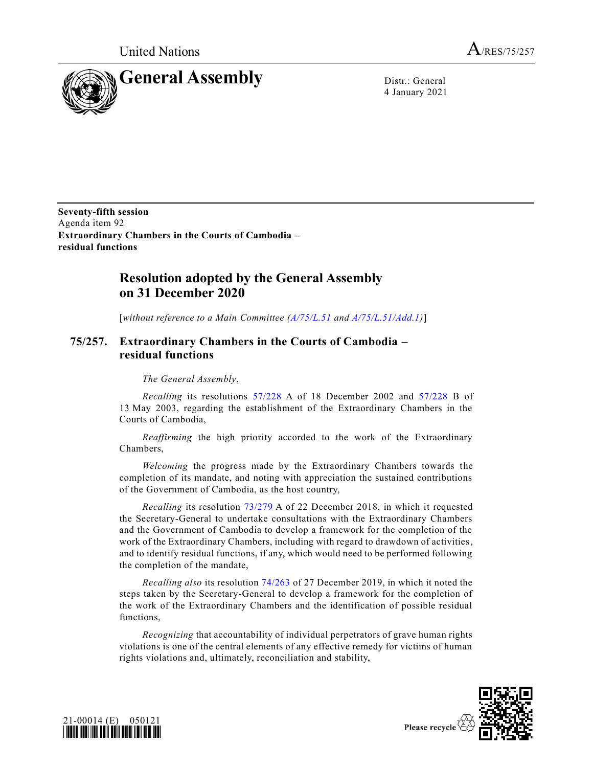United Nations

A/RES/75/257

# General Assembly

Distr.: General
4 January 2021

**Seventy-fifth session**
Agenda item 92
**Extraordinary Chambers in the Courts of Cambodia – residual functions**

## Resolution adopted by the General Assembly on 31 December 2020

[*without reference to a Main Committee (A/75/L.51 and A/75/L.51/Add.1)*]

### 75/257. Extraordinary Chambers in the Courts of Cambodia – residual functions

*The General Assembly*,

*Recalling* its resolutions 57/228 A of 18 December 2002 and 57/228 B of 13 May 2003, regarding the establishment of the Extraordinary Chambers in the Courts of Cambodia,

*Reaffirming* the high priority accorded to the work of the Extraordinary Chambers,

*Welcoming* the progress made by the Extraordinary Chambers towards the completion of its mandate, and noting with appreciation the sustained contributions of the Government of Cambodia, as the host country,

*Recalling* its resolution 73/279 A of 22 December 2018, in which it requested the Secretary-General to undertake consultations with the Extraordinary Chambers and the Government of Cambodia to develop a framework for the completion of the work of the Extraordinary Chambers, including with regard to drawdown of activities, and to identify residual functions, if any, which would need to be performed following the completion of the mandate,

*Recalling also* its resolution 74/263 of 27 December 2019, in which it noted the steps taken by the Secretary-General to develop a framework for the completion of the work of the Extraordinary Chambers and the identification of possible residual functions,

*Recognizing* that accountability of individual perpetrators of grave human rights violations is one of the central elements of any effective remedy for victims of human rights violations and, ultimately, reconciliation and stability,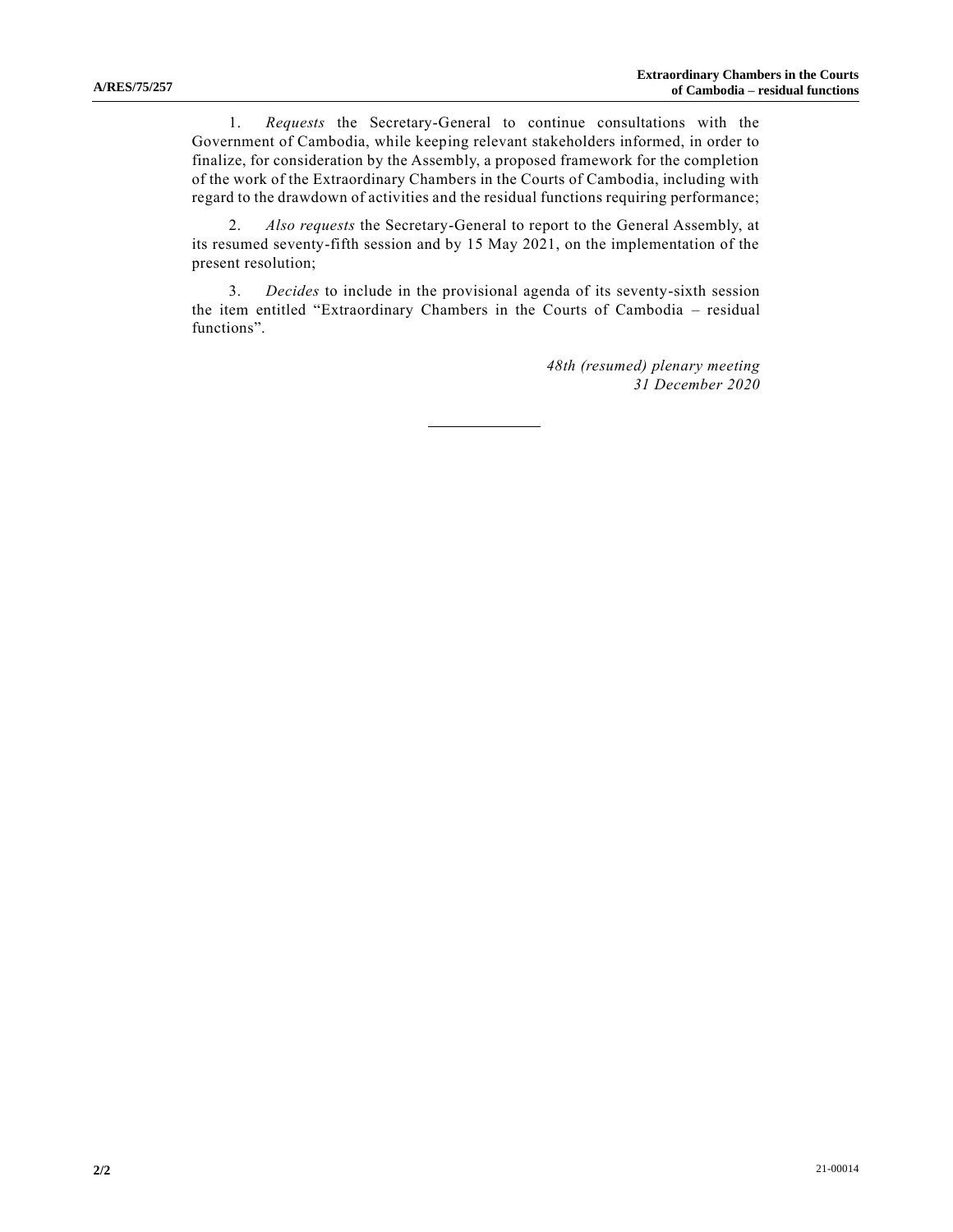1. *Requests* the Secretary-General to continue consultations with the Government of Cambodia, while keeping relevant stakeholders informed, in order to finalize, for consideration by the Assembly, a proposed framework for the completion of the work of the Extraordinary Chambers in the Courts of Cambodia, including with regard to the drawdown of activities and the residual functions requiring performance;

2. *Also requests* the Secretary-General to report to the General Assembly, at its resumed seventy-fifth session and by 15 May 2021, on the implementation of the present resolution;

3. *Decides* to include in the provisional agenda of its seventy-sixth session the item entitled "Extraordinary Chambers in the Courts of Cambodia – residual functions".

*48th (resumed) plenary meeting*
*31 December 2020*